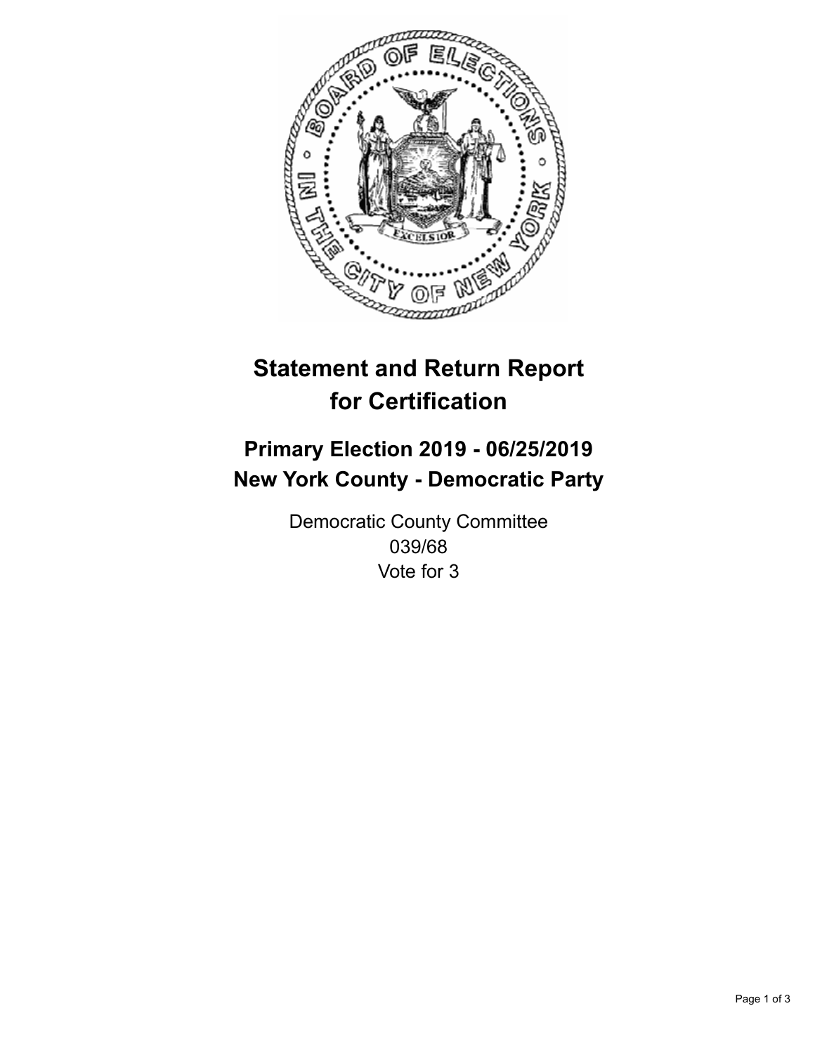# Statement and Return Report for Certification

## Primary Election 2019 - 06/25/2019
## New York County - Democratic Party

Democratic County Committee
039/68
Vote for 3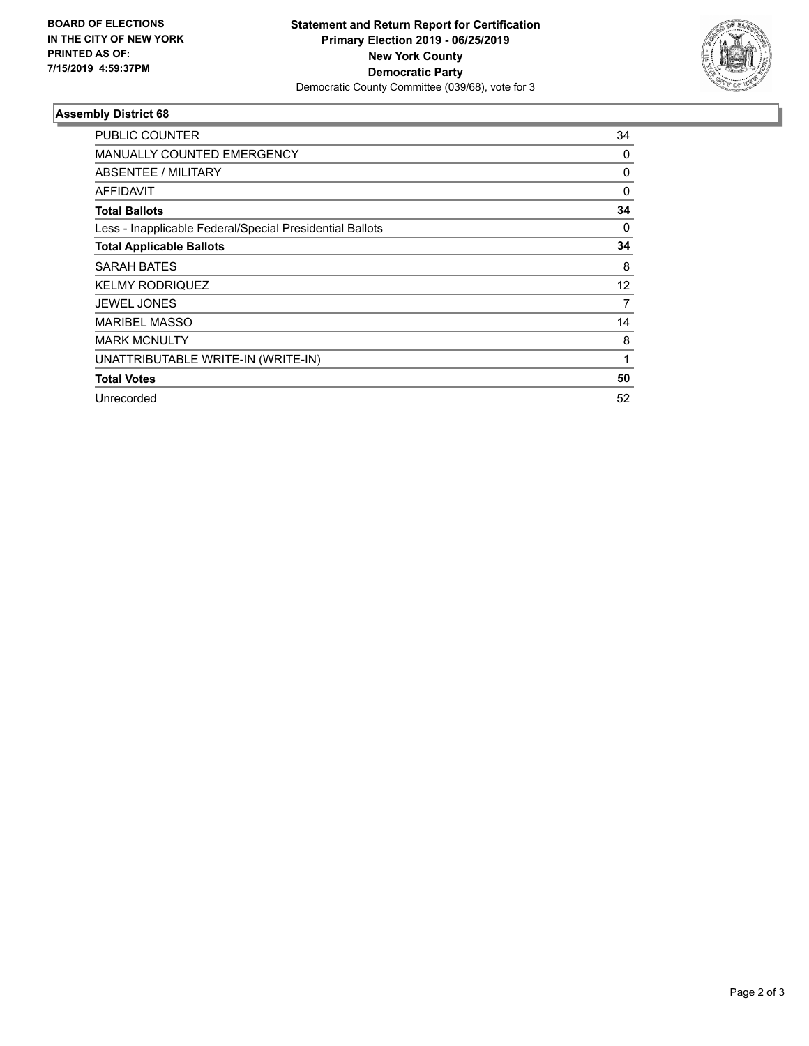**BOARD OF ELECTIONS IN THE CITY OF NEW YORK PRINTED AS OF: 7/15/2019 4:59:37PM**

**Statement and Return Report for Certification**
**Primary Election 2019 - 06/25/2019**
**New York County**
**Democratic Party**
Democratic County Committee (039/68), vote for 3

## Assembly District 68

| | |
|---|---|
| PUBLIC COUNTER | 34 |
| MANUALLY COUNTED EMERGENCY | 0 |
| ABSENTEE / MILITARY | 0 |
| AFFIDAVIT | 0 |
| **Total Ballots** | **34** |
| Less - Inapplicable Federal/Special Presidential Ballots | 0 |
| **Total Applicable Ballots** | **34** |
| SARAH BATES | 8 |
| KELMY RODRIQUEZ | 12 |
| JEWEL JONES | 7 |
| MARIBEL MASSO | 14 |
| MARK MCNULTY | 8 |
| UNATTRIBUTABLE WRITE-IN (WRITE-IN) | 1 |
| **Total Votes** | **50** |
| Unrecorded | 52 |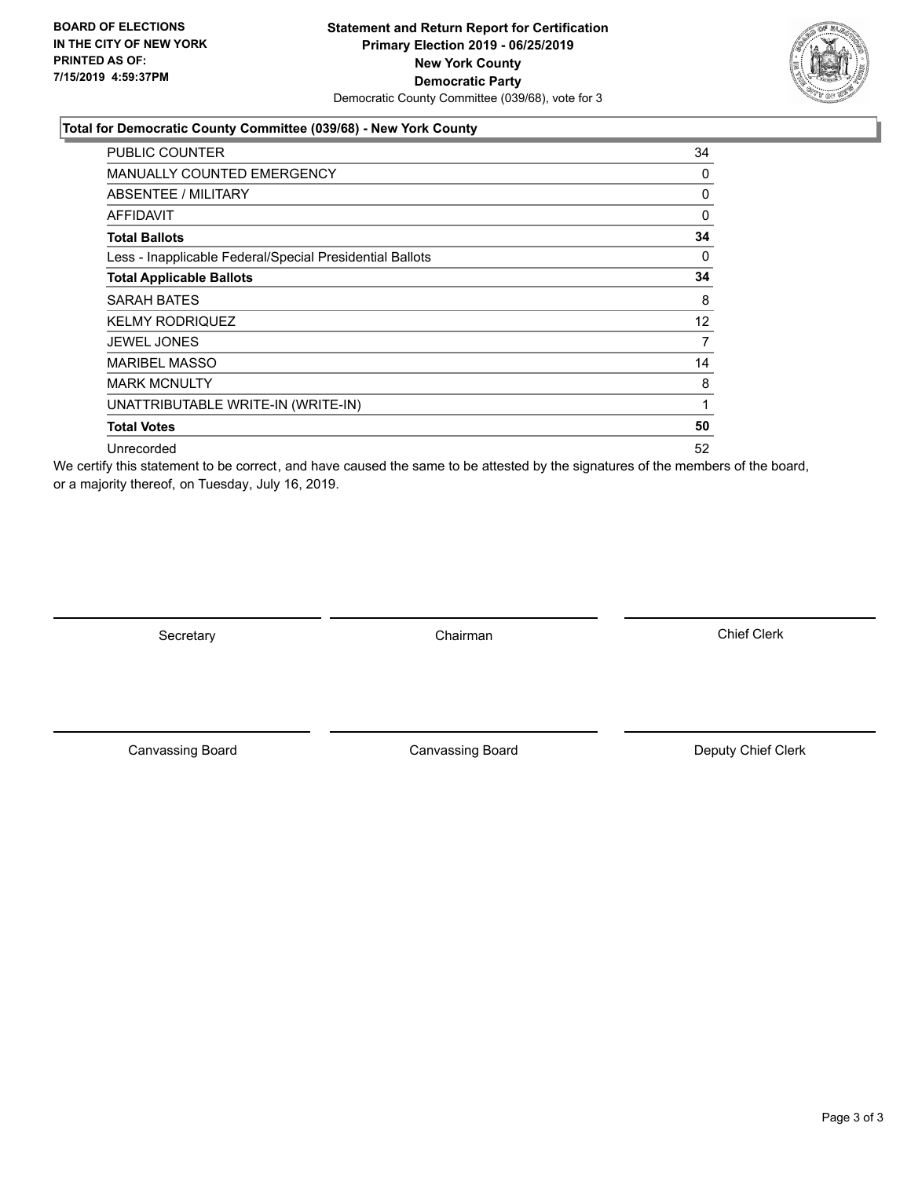**BOARD OF ELECTIONS IN THE CITY OF NEW YORK PRINTED AS OF: 7/15/2019 4:59:37PM**

**Statement and Return Report for Certification**
**Primary Election 2019 - 06/25/2019**
**New York County**
**Democratic Party**
Democratic County Committee (039/68), vote for 3

### Total for Democratic County Committee (039/68) - New York County

| | |
|---|---|
| PUBLIC COUNTER | 34 |
| MANUALLY COUNTED EMERGENCY | 0 |
| ABSENTEE / MILITARY | 0 |
| AFFIDAVIT | 0 |
| **Total Ballots** | **34** |
| Less - Inapplicable Federal/Special Presidential Ballots | 0 |
| **Total Applicable Ballots** | **34** |
| SARAH BATES | 8 |
| KELMY RODRIQUEZ | 12 |
| JEWEL JONES | 7 |
| MARIBEL MASSO | 14 |
| MARK MCNULTY | 8 |
| UNATTRIBUTABLE WRITE-IN (WRITE-IN) | 1 |
| **Total Votes** | **50** |
| Unrecorded | 52 |

We certify this statement to be correct, and have caused the same to be attested by the signatures of the members of the board, or a majority thereof, on Tuesday, July 16, 2019.

Secretary

Chairman

Chief Clerk

Canvassing Board

Canvassing Board

Deputy Chief Clerk